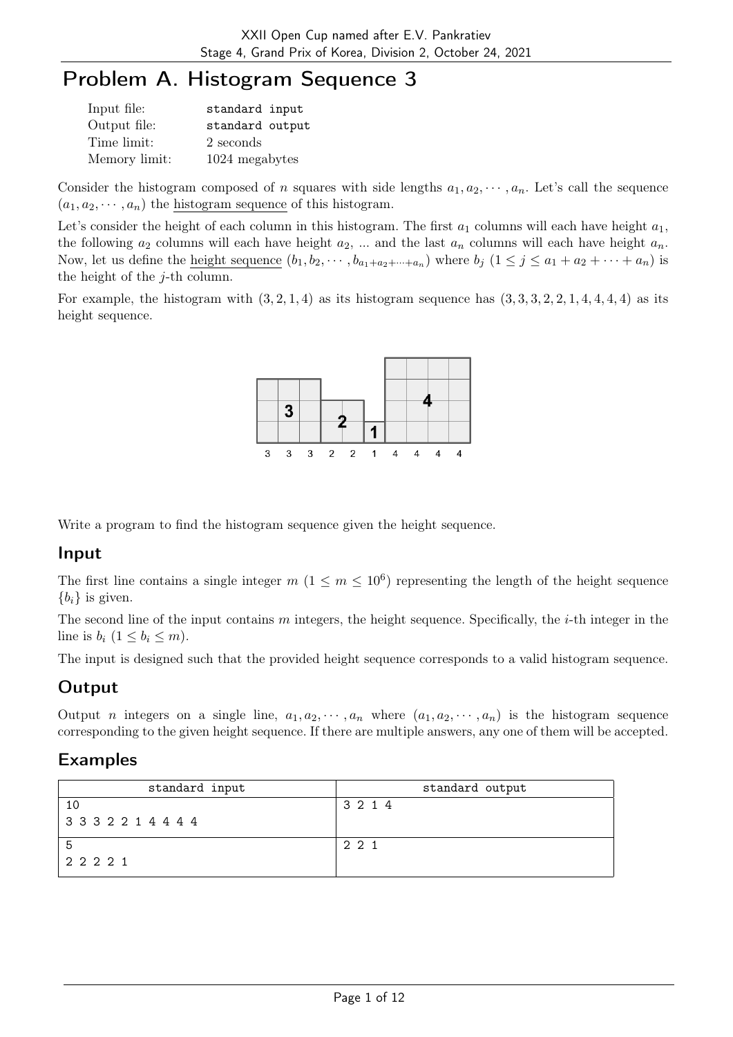# Problem A. Histogram Sequence 3

| | |
|---|---|
| Input file: | standard input |
| Output file: | standard output |
| Time limit: | 2 seconds |
| Memory limit: | 1024 megabytes |

Consider the histogram composed of $n$ squares with side lengths $a_1, a_2, \cdots, a_n$. Let's call the sequence $(a_1, a_2, \cdots, a_n)$ the histogram sequence of this histogram.

Let's consider the height of each column in this histogram. The first $a_1$ columns will each have height $a_1$, the following $a_2$ columns will each have height $a_2$, ... and the last $a_n$ columns will each have height $a_n$. Now, let us define the height sequence $(b_1, b_2, \cdots, b_{a_1+a_2+\cdots+a_n})$ where $b_j$ $(1 \le j \le a_1 + a_2 + \cdots + a_n)$ is the height of the $j$-th column.

For example, the histogram with $(3, 2, 1, 4)$ as its histogram sequence has $(3, 3, 3, 2, 2, 1, 4, 4, 4, 4)$ as its height sequence.

Write a program to find the histogram sequence given the height sequence.

## Input

The first line contains a single integer $m$ $(1 \le m \le 10^6)$ representing the length of the height sequence $\{b_i\}$ is given.

The second line of the input contains $m$ integers, the height sequence. Specifically, the $i$-th integer in the line is $b_i$ $(1 \le b_i \le m)$.

The input is designed such that the provided height sequence corresponds to a valid histogram sequence.

## Output

Output $n$ integers on a single line, $a_1, a_2, \cdots, a_n$ where $(a_1, a_2, \cdots, a_n)$ is the histogram sequence corresponding to the given height sequence. If there are multiple answers, any one of them will be accepted.

## Examples

| standard input | standard output |
|---|---|
| 10<br>3 3 3 2 2 1 4 4 4 4 | 3 2 1 4 |
| 5<br>2 2 2 2 1 | 2 2 1 |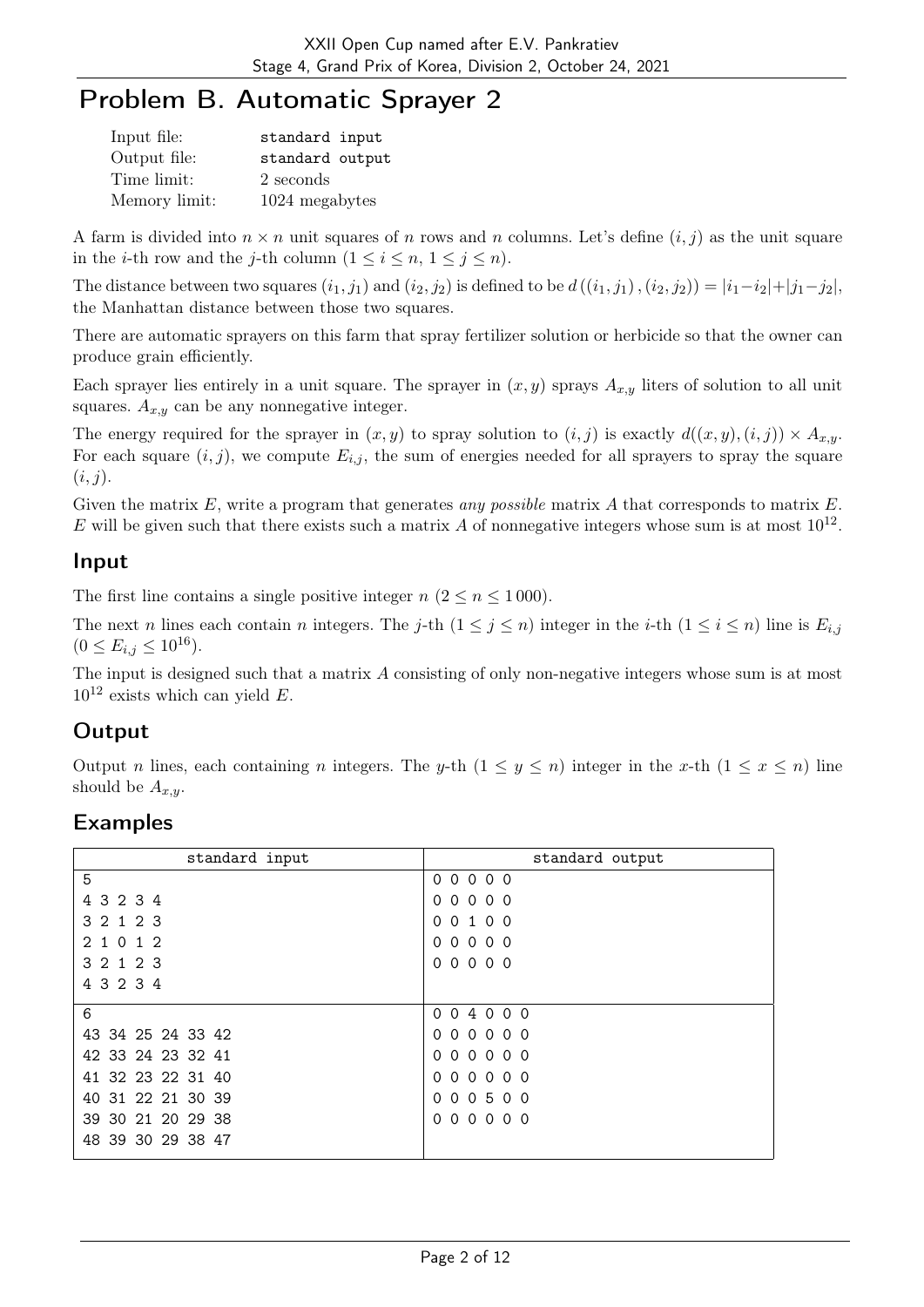# Problem B. Automatic Sprayer 2

| | |
|---|---|
| Input file: | standard input |
| Output file: | standard output |
| Time limit: | 2 seconds |
| Memory limit: | 1024 megabytes |

A farm is divided into $n \times n$ unit squares of $n$ rows and $n$ columns. Let's define $(i, j)$ as the unit square in the $i$-th row and the $j$-th column ($1 \le i \le n$, $1 \le j \le n$).

The distance between two squares $(i_1, j_1)$ and $(i_2, j_2)$ is defined to be $d((i_1, j_1), (i_2, j_2)) = |i_1 - i_2| + |j_1 - j_2|$, the Manhattan distance between those two squares.

There are automatic sprayers on this farm that spray fertilizer solution or herbicide so that the owner can produce grain efficiently.

Each sprayer lies entirely in a unit square. The sprayer in $(x, y)$ sprays $A_{x,y}$ liters of solution to all unit squares. $A_{x,y}$ can be any nonnegative integer.

The energy required for the sprayer in $(x, y)$ to spray solution to $(i, j)$ is exactly $d((x, y), (i, j)) \times A_{x,y}$. For each square $(i, j)$, we compute $E_{i,j}$, the sum of energies needed for all sprayers to spray the square $(i, j)$.

Given the matrix $E$, write a program that generates *any possible* matrix $A$ that corresponds to matrix $E$. $E$ will be given such that there exists such a matrix $A$ of nonnegative integers whose sum is at most $10^{12}$.

## Input

The first line contains a single positive integer $n$ ($2 \le n \le 1\,000$).

The next $n$ lines each contain $n$ integers. The $j$-th ($1 \le j \le n$) integer in the $i$-th ($1 \le i \le n$) line is $E_{i,j}$ ($0 \le E_{i,j} \le 10^{16}$).

The input is designed such that a matrix $A$ consisting of only non-negative integers whose sum is at most $10^{12}$ exists which can yield $E$.

## Output

Output $n$ lines, each containing $n$ integers. The $y$-th ($1 \le y \le n$) integer in the $x$-th ($1 \le x \le n$) line should be $A_{x,y}$.

## Examples

| standard input | standard output |
|---|---|
| 5<br>4 3 2 3 4<br>3 2 1 2 3<br>2 1 0 1 2<br>3 2 1 2 3<br>4 3 2 3 4 | 0 0 0 0 0<br>0 0 0 0 0<br>0 0 1 0 0<br>0 0 0 0 0<br>0 0 0 0 0 |
| 6<br>43 34 25 24 33 42<br>42 33 24 23 32 41<br>41 32 23 22 31 40<br>40 31 22 21 30 39<br>39 30 21 20 29 38<br>48 39 30 29 38 47 | 0 0 4 0 0 0<br>0 0 0 0 0 0<br>0 0 0 0 0 0<br>0 0 0 0 0 0<br>0 0 0 5 0 0<br>0 0 0 0 0 0 |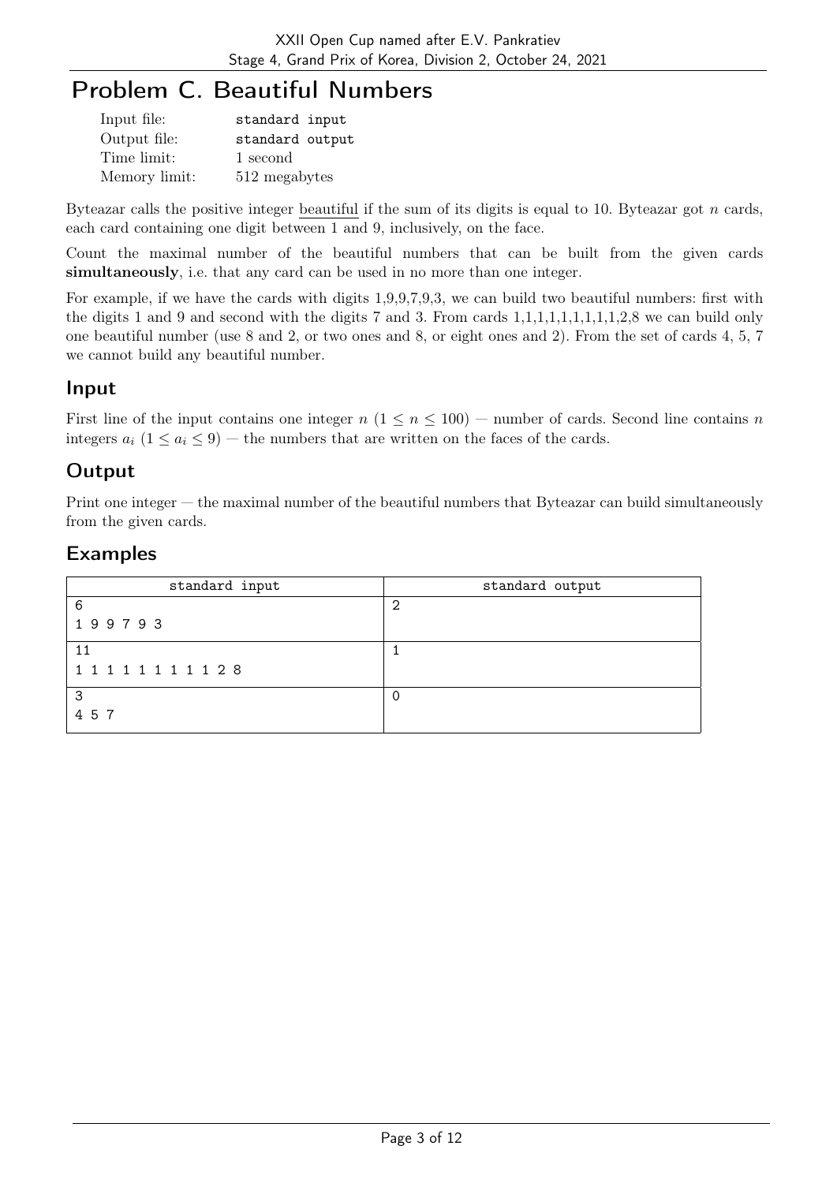# Problem C. Beautiful Numbers

| | |
|---|---|
| Input file: | standard input |
| Output file: | standard output |
| Time limit: | 1 second |
| Memory limit: | 512 megabytes |

Byteazar calls the positive integer beautiful if the sum of its digits is equal to 10. Byteazar got $n$ cards, each card containing one digit between 1 and 9, inclusively, on the face.

Count the maximal number of the beautiful numbers that can be built from the given cards **simultaneously**, i.e. that any card can be used in no more than one integer.

For example, if we have the cards with digits 1,9,9,7,9,3, we can build two beautiful numbers: first with the digits 1 and 9 and second with the digits 7 and 3. From cards 1,1,1,1,1,1,1,1,1,2,8 we can build only one beautiful number (use 8 and 2, or two ones and 8, or eight ones and 2). From the set of cards 4, 5, 7 we cannot build any beautiful number.

## Input

First line of the input contains one integer $n$ ($1 \le n \le 100$) — number of cards. Second line contains $n$ integers $a_i$ ($1 \le a_i \le 9$) — the numbers that are written on the faces of the cards.

## Output

Print one integer — the maximal number of the beautiful numbers that Byteazar can build simultaneously from the given cards.

## Examples

| standard input | standard output |
|---|---|
| 6<br>1 9 9 7 9 3 | 2 |
| 11<br>1 1 1 1 1 1 1 1 1 2 8 | 1 |
| 3<br>4 5 7 | 0 |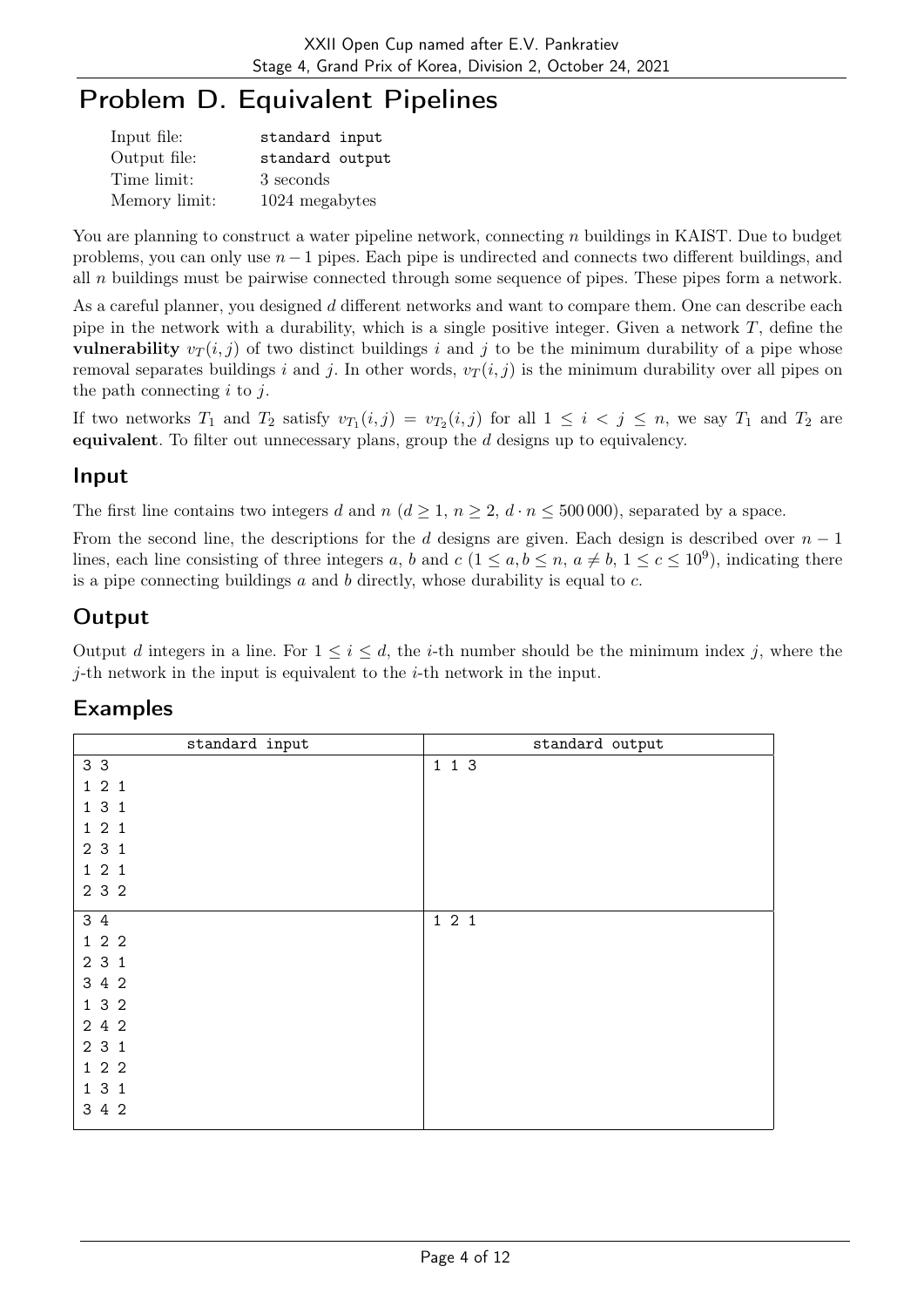# Problem D. Equivalent Pipelines

| | |
|---|---|
| Input file: | standard input |
| Output file: | standard output |
| Time limit: | 3 seconds |
| Memory limit: | 1024 megabytes |

You are planning to construct a water pipeline network, connecting $n$ buildings in KAIST. Due to budget problems, you can only use $n-1$ pipes. Each pipe is undirected and connects two different buildings, and all $n$ buildings must be pairwise connected through some sequence of pipes. These pipes form a network.

As a careful planner, you designed $d$ different networks and want to compare them. One can describe each pipe in the network with a durability, which is a single positive integer. Given a network $T$, define the **vulnerability** $v_T(i, j)$ of two distinct buildings $i$ and $j$ to be the minimum durability of a pipe whose removal separates buildings $i$ and $j$. In other words, $v_T(i, j)$ is the minimum durability over all pipes on the path connecting $i$ to $j$.

If two networks $T_1$ and $T_2$ satisfy $v_{T_1}(i, j) = v_{T_2}(i, j)$ for all $1 \le i < j \le n$, we say $T_1$ and $T_2$ are **equivalent**. To filter out unnecessary plans, group the $d$ designs up to equivalency.

## Input

The first line contains two integers $d$ and $n$ ($d \ge 1$, $n \ge 2$, $d \cdot n \le 500\,000$), separated by a space.

From the second line, the descriptions for the $d$ designs are given. Each design is described over $n-1$ lines, each line consisting of three integers $a$, $b$ and $c$ ($1 \le a, b \le n$, $a \ne b$, $1 \le c \le 10^9$), indicating there is a pipe connecting buildings $a$ and $b$ directly, whose durability is equal to $c$.

## Output

Output $d$ integers in a line. For $1 \le i \le d$, the $i$-th number should be the minimum index $j$, where the $j$-th network in the input is equivalent to the $i$-th network in the input.

## Examples

| standard input | standard output |
|---|---|
| 3 3<br>1 2 1<br>1 3 1<br>1 2 1<br>2 3 1<br>1 2 1<br>2 3 2 | 1 1 3 |
| 3 4<br>1 2 2<br>2 3 1<br>3 4 2<br>1 3 2<br>2 4 2<br>2 3 1<br>1 2 2<br>1 3 1<br>3 4 2 | 1 2 1 |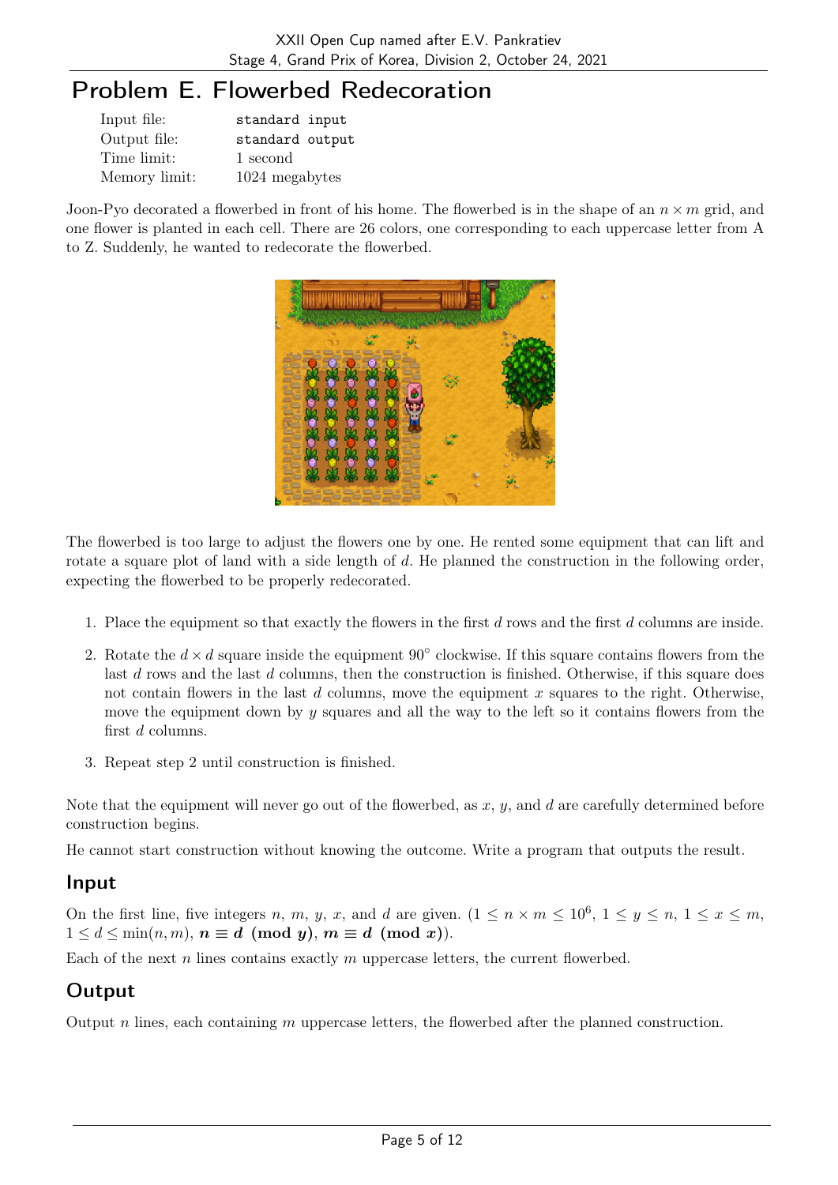# Problem E. Flowerbed Redecoration

| | |
|---|---|
| Input file: | standard input |
| Output file: | standard output |
| Time limit: | 1 second |
| Memory limit: | 1024 megabytes |

Joon-Pyo decorated a flowerbed in front of his home. The flowerbed is in the shape of an $n \times m$ grid, and one flower is planted in each cell. There are 26 colors, one corresponding to each uppercase letter from A to Z. Suddenly, he wanted to redecorate the flowerbed.

The flowerbed is too large to adjust the flowers one by one. He rented some equipment that can lift and rotate a square plot of land with a side length of $d$. He planned the construction in the following order, expecting the flowerbed to be properly redecorated.

1. Place the equipment so that exactly the flowers in the first $d$ rows and the first $d$ columns are inside.
2. Rotate the $d \times d$ square inside the equipment $90^\circ$ clockwise. If this square contains flowers from the last $d$ rows and the last $d$ columns, then the construction is finished. Otherwise, if this square does not contain flowers in the last $d$ columns, move the equipment $x$ squares to the right. Otherwise, move the equipment down by $y$ squares and all the way to the left so it contains flowers from the first $d$ columns.
3. Repeat step 2 until construction is finished.

Note that the equipment will never go out of the flowerbed, as $x$, $y$, and $d$ are carefully determined before construction begins.

He cannot start construction without knowing the outcome. Write a program that outputs the result.

## Input

On the first line, five integers $n$, $m$, $y$, $x$, and $d$ are given. ($1 \le n \times m \le 10^6$, $1 \le y \le n$, $1 \le x \le m$, $1 \le d \le \min(n, m)$, $\boldsymbol{n \equiv d \pmod{y}}$, $\boldsymbol{m \equiv d \pmod{x}}$).

Each of the next $n$ lines contains exactly $m$ uppercase letters, the current flowerbed.

## Output

Output $n$ lines, each containing $m$ uppercase letters, the flowerbed after the planned construction.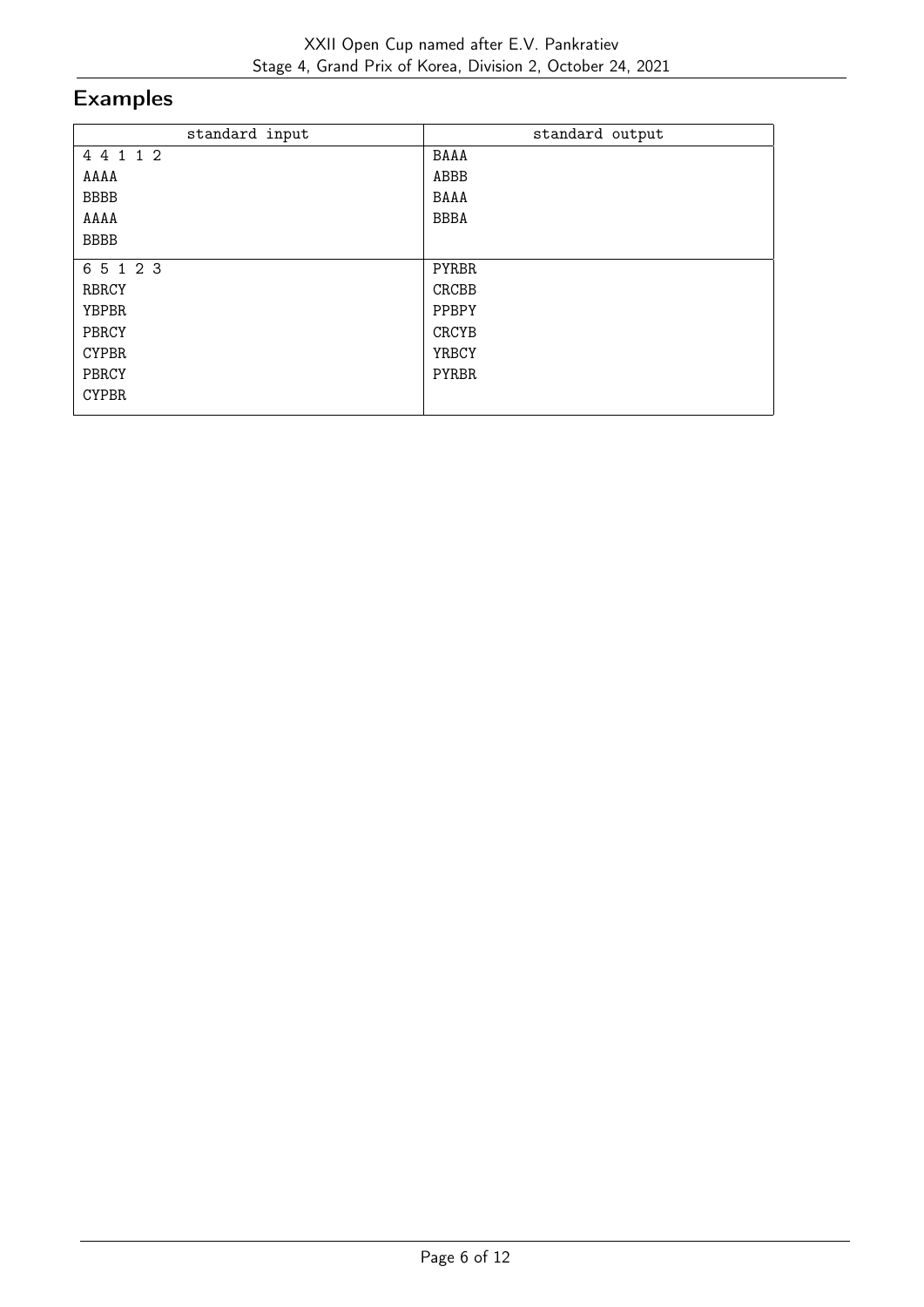## Examples

| standard input | standard output |
|---|---|
| 4 4 1 1 2<br>AAAA<br>BBBB<br>AAAA<br>BBBB | BAAA<br>ABBB<br>BAAA<br>BBBA |
| 6 5 1 2 3<br>RBRCY<br>YBPBR<br>PBRCY<br>CYPBR<br>PBRCY<br>CYPBR | PYRBR<br>CRCBB<br>PPBPY<br>CRCYB<br>YRBCY<br>PYRBR |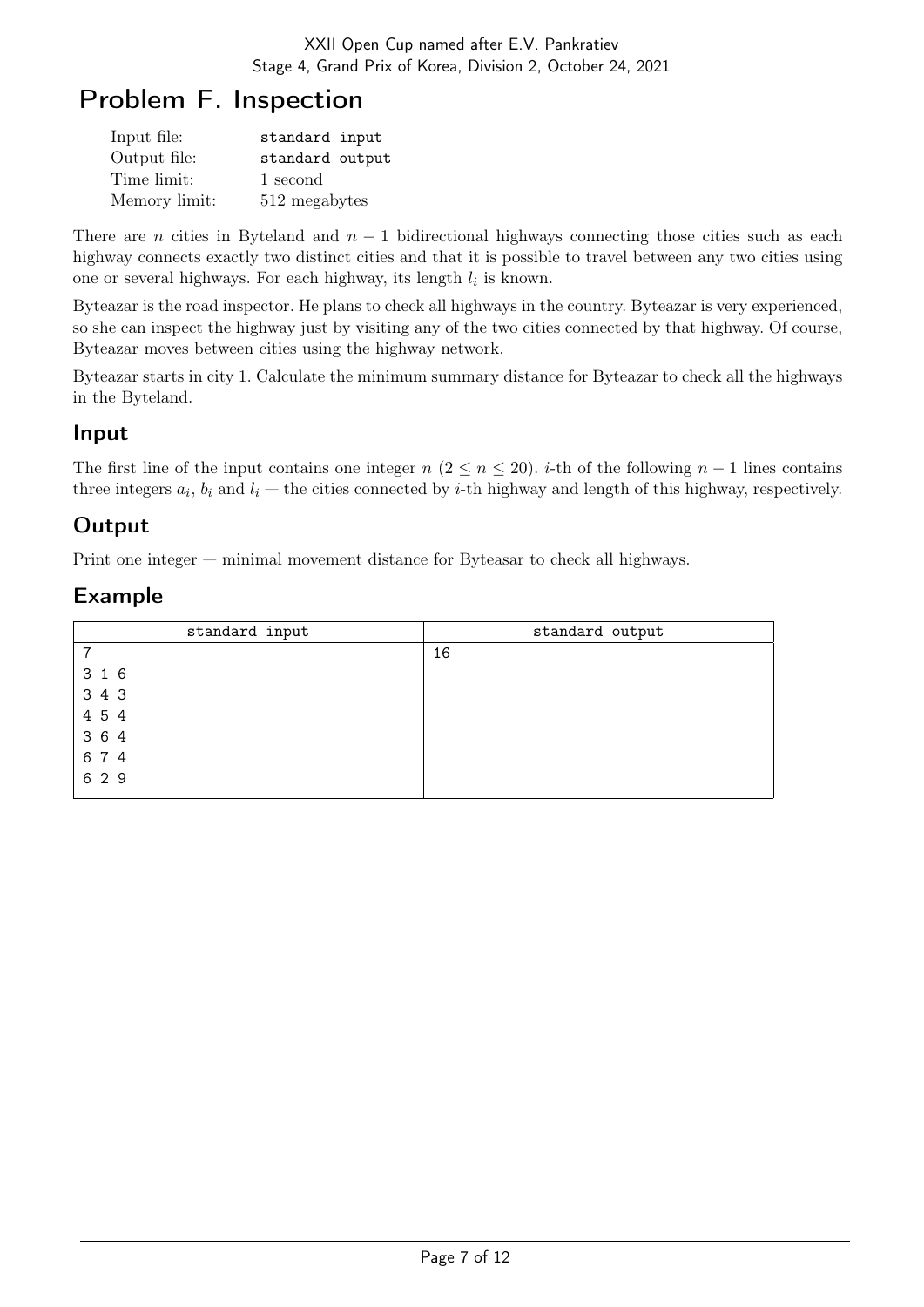# Problem F. Inspection

| | |
|---|---|
| Input file: | standard input |
| Output file: | standard output |
| Time limit: | 1 second |
| Memory limit: | 512 megabytes |

There are $n$ cities in Byteland and $n-1$ bidirectional highways connecting those cities such as each highway connects exactly two distinct cities and that it is possible to travel between any two cities using one or several highways. For each highway, its length $l_i$ is known.

Byteazar is the road inspector. He plans to check all highways in the country. Byteazar is very experienced, so she can inspect the highway just by visiting any of the two cities connected by that highway. Of course, Byteazar moves between cities using the highway network.

Byteazar starts in city 1. Calculate the minimum summary distance for Byteazar to check all the highways in the Byteland.

## Input

The first line of the input contains one integer $n$ ($2 \le n \le 20$). $i$-th of the following $n-1$ lines contains three integers $a_i$, $b_i$ and $l_i$ — the cities connected by $i$-th highway and length of this highway, respectively.

## Output

Print one integer — minimal movement distance for Byteasar to check all highways.

## Example

| standard input | standard output |
|---|---|
| 7<br>3 1 6<br>3 4 3<br>4 5 4<br>3 6 4<br>6 7 4<br>6 2 9 | 16 |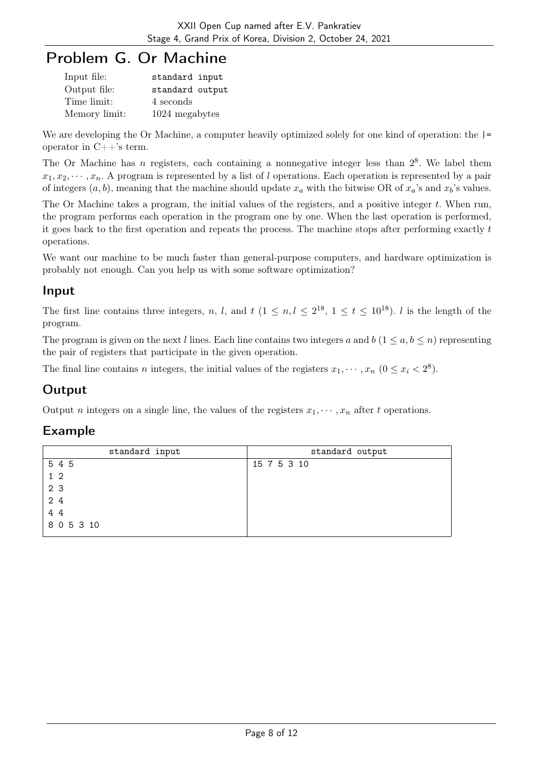# Problem G. Or Machine

| | |
|---|---|
| Input file: | standard input |
| Output file: | standard output |
| Time limit: | 4 seconds |
| Memory limit: | 1024 megabytes |

We are developing the Or Machine, a computer heavily optimized solely for one kind of operation: the `|=` operator in C++'s term.

The Or Machine has $n$ registers, each containing a nonnegative integer less than $2^8$. We label them $x_1, x_2, \cdots, x_n$. A program is represented by a list of $l$ operations. Each operation is represented by a pair of integers $(a, b)$, meaning that the machine should update $x_a$ with the bitwise OR of $x_a$'s and $x_b$'s values.

The Or Machine takes a program, the initial values of the registers, and a positive integer $t$. When run, the program performs each operation in the program one by one. When the last operation is performed, it goes back to the first operation and repeats the process. The machine stops after performing exactly $t$ operations.

We want our machine to be much faster than general-purpose computers, and hardware optimization is probably not enough. Can you help us with some software optimization?

## Input

The first line contains three integers, $n$, $l$, and $t$ ($1 \le n, l \le 2^{18}$, $1 \le t \le 10^{18}$). $l$ is the length of the program.

The program is given on the next $l$ lines. Each line contains two integers $a$ and $b$ ($1 \le a, b \le n$) representing the pair of registers that participate in the given operation.

The final line contains $n$ integers, the initial values of the registers $x_1, \cdots, x_n$ ($0 \le x_i < 2^8$).

## Output

Output $n$ integers on a single line, the values of the registers $x_1, \cdots, x_n$ after $t$ operations.

## Example

| standard input | standard output |
|---|---|
| 5 4 5<br>1 2<br>2 3<br>2 4<br>4 4<br>8 0 5 3 10 | 15 7 5 3 10 |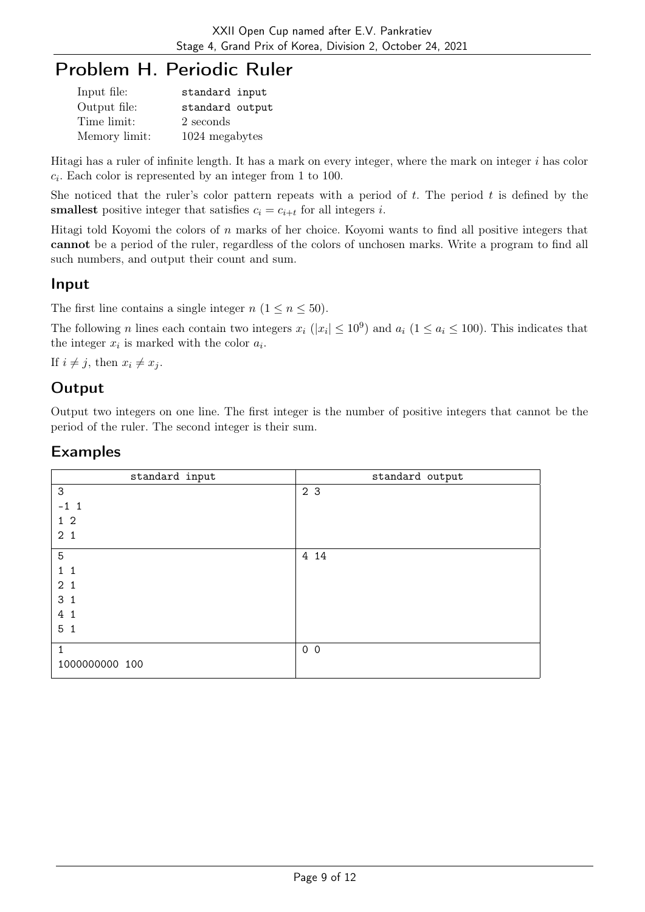# Problem H. Periodic Ruler

| | |
|---|---|
| Input file: | standard input |
| Output file: | standard output |
| Time limit: | 2 seconds |
| Memory limit: | 1024 megabytes |

Hitagi has a ruler of infinite length. It has a mark on every integer, where the mark on integer $i$ has color $c_i$. Each color is represented by an integer from 1 to 100.

She noticed that the ruler's color pattern repeats with a period of $t$. The period $t$ is defined by the **smallest** positive integer that satisfies $c_i = c_{i+t}$ for all integers $i$.

Hitagi told Koyomi the colors of $n$ marks of her choice. Koyomi wants to find all positive integers that **cannot** be a period of the ruler, regardless of the colors of unchosen marks. Write a program to find all such numbers, and output their count and sum.

## Input

The first line contains a single integer $n$ ($1 \leq n \leq 50$).

The following $n$ lines each contain two integers $x_i$ ($|x_i| \leq 10^9$) and $a_i$ ($1 \leq a_i \leq 100$). This indicates that the integer $x_i$ is marked with the color $a_i$.

If $i \neq j$, then $x_i \neq x_j$.

## Output

Output two integers on one line. The first integer is the number of positive integers that cannot be the period of the ruler. The second integer is their sum.

## Examples

| standard input | standard output |
|---|---|
| 3<br>-1 1<br>1 2<br>2 1 | 2 3 |
| 5<br>1 1<br>2 1<br>3 1<br>4 1<br>5 1 | 4 14 |
| 1<br>1000000000 100 | 0 0 |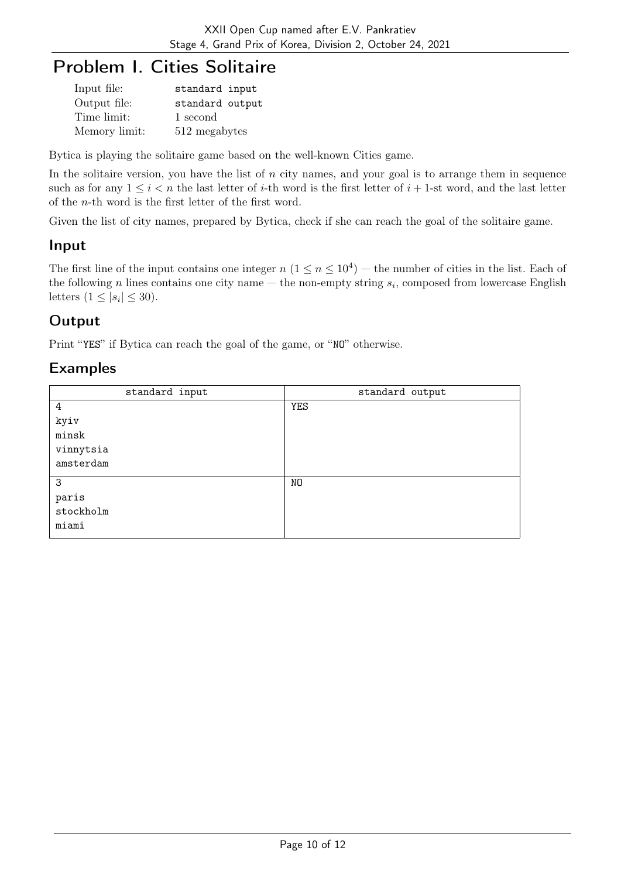# Problem I. Cities Solitaire

| | |
|---|---|
| Input file: | standard input |
| Output file: | standard output |
| Time limit: | 1 second |
| Memory limit: | 512 megabytes |

Bytica is playing the solitaire game based on the well-known Cities game.

In the solitaire version, you have the list of $n$ city names, and your goal is to arrange them in sequence such as for any $1 \le i < n$ the last letter of $i$-th word is the first letter of $i+1$-st word, and the last letter of the $n$-th word is the first letter of the first word.

Given the list of city names, prepared by Bytica, check if she can reach the goal of the solitaire game.

## Input

The first line of the input contains one integer $n$ ($1 \le n \le 10^4$) — the number of cities in the list. Each of the following $n$ lines contains one city name — the non-empty string $s_i$, composed from lowercase English letters ($1 \le |s_i| \le 30$).

## Output

Print "YES" if Bytica can reach the goal of the game, or "NO" otherwise.

## Examples

| standard input | standard output |
|---|---|
| 4<br>kyiv<br>minsk<br>vinnytsia<br>amsterdam | YES |
| 3<br>paris<br>stockholm<br>miami | NO |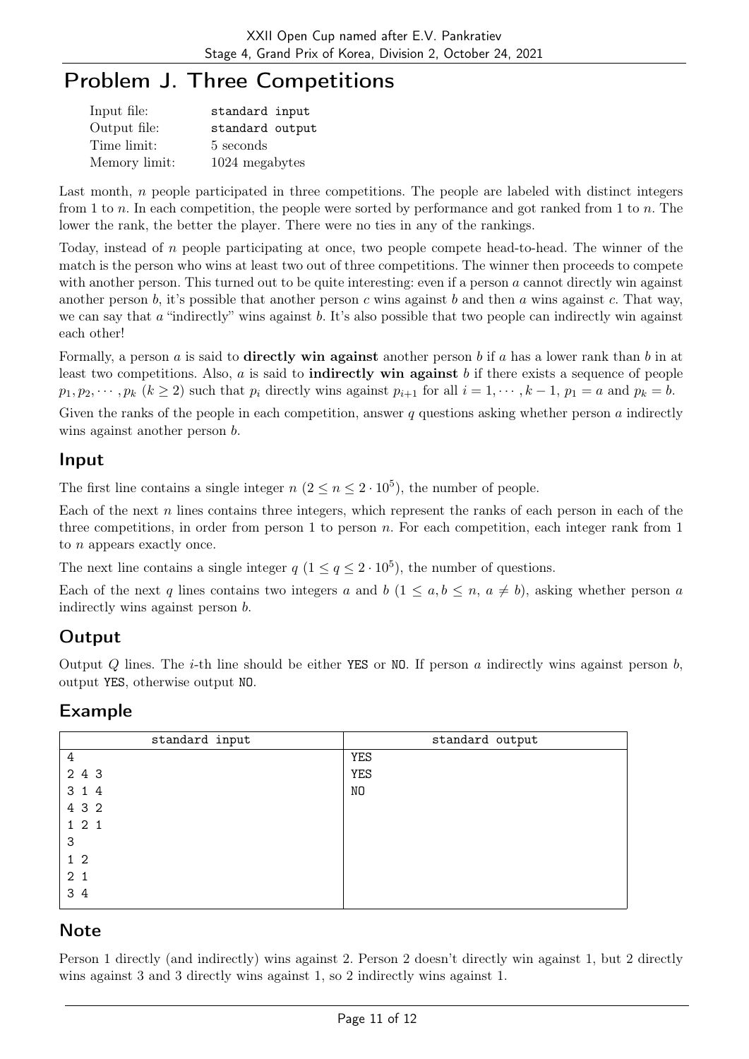# Problem J. Three Competitions

| | |
|---|---|
| Input file: | standard input |
| Output file: | standard output |
| Time limit: | 5 seconds |
| Memory limit: | 1024 megabytes |

Last month, $n$ people participated in three competitions. The people are labeled with distinct integers from 1 to $n$. In each competition, the people were sorted by performance and got ranked from 1 to $n$. The lower the rank, the better the player. There were no ties in any of the rankings.

Today, instead of $n$ people participating at once, two people compete head-to-head. The winner of the match is the person who wins at least two out of three competitions. The winner then proceeds to compete with another person. This turned out to be quite interesting: even if a person $a$ cannot directly win against another person $b$, it's possible that another person $c$ wins against $b$ and then $a$ wins against $c$. That way, we can say that $a$ "indirectly" wins against $b$. It's also possible that two people can indirectly win against each other!

Formally, a person $a$ is said to **directly win against** another person $b$ if $a$ has a lower rank than $b$ in at least two competitions. Also, $a$ is said to **indirectly win against** $b$ if there exists a sequence of people $p_1, p_2, \cdots, p_k$ ($k \geq 2$) such that $p_i$ directly wins against $p_{i+1}$ for all $i = 1, \cdots, k-1$, $p_1 = a$ and $p_k = b$.

Given the ranks of the people in each competition, answer $q$ questions asking whether person $a$ indirectly wins against another person $b$.

## Input

The first line contains a single integer $n$ ($2 \leq n \leq 2 \cdot 10^5$), the number of people.

Each of the next $n$ lines contains three integers, which represent the ranks of each person in each of the three competitions, in order from person 1 to person $n$. For each competition, each integer rank from 1 to $n$ appears exactly once.

The next line contains a single integer $q$ ($1 \leq q \leq 2 \cdot 10^5$), the number of questions.

Each of the next $q$ lines contains two integers $a$ and $b$ ($1 \leq a, b \leq n$, $a \neq b$), asking whether person $a$ indirectly wins against person $b$.

## Output

Output $Q$ lines. The $i$-th line should be either YES or NO. If person $a$ indirectly wins against person $b$, output YES, otherwise output NO.

## Example

| standard input | standard output |
|---|---|
| 4<br>2 4 3<br>3 1 4<br>4 3 2<br>1 2 1<br>3<br>1 2<br>2 1<br>3 4 | YES<br>YES<br>NO |

## Note

Person 1 directly (and indirectly) wins against 2. Person 2 doesn't directly win against 1, but 2 directly wins against 3 and 3 directly wins against 1, so 2 indirectly wins against 1.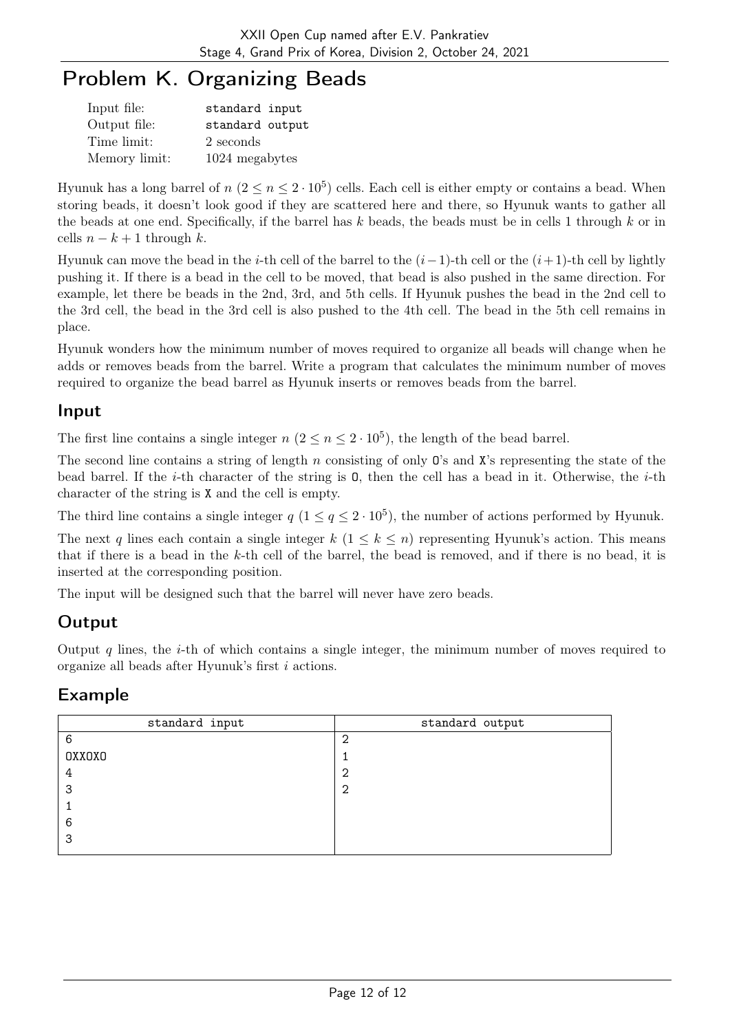# Problem K. Organizing Beads

| | |
|---|---|
| Input file: | standard input |
| Output file: | standard output |
| Time limit: | 2 seconds |
| Memory limit: | 1024 megabytes |

Hyunuk has a long barrel of $n$ ($2 \le n \le 2 \cdot 10^5$) cells. Each cell is either empty or contains a bead. When storing beads, it doesn't look good if they are scattered here and there, so Hyunuk wants to gather all the beads at one end. Specifically, if the barrel has $k$ beads, the beads must be in cells 1 through $k$ or in cells $n-k+1$ through $k$.

Hyunuk can move the bead in the $i$-th cell of the barrel to the $(i-1)$-th cell or the $(i+1)$-th cell by lightly pushing it. If there is a bead in the cell to be moved, that bead is also pushed in the same direction. For example, let there be beads in the 2nd, 3rd, and 5th cells. If Hyunuk pushes the bead in the 2nd cell to the 3rd cell, the bead in the 3rd cell is also pushed to the 4th cell. The bead in the 5th cell remains in place.

Hyunuk wonders how the minimum number of moves required to organize all beads will change when he adds or removes beads from the barrel. Write a program that calculates the minimum number of moves required to organize the bead barrel as Hyunuk inserts or removes beads from the barrel.

## Input

The first line contains a single integer $n$ ($2 \le n \le 2 \cdot 10^5$), the length of the bead barrel.

The second line contains a string of length $n$ consisting of only O's and X's representing the state of the bead barrel. If the $i$-th character of the string is O, then the cell has a bead in it. Otherwise, the $i$-th character of the string is X and the cell is empty.

The third line contains a single integer $q$ ($1 \le q \le 2 \cdot 10^5$), the number of actions performed by Hyunuk.

The next $q$ lines each contain a single integer $k$ ($1 \le k \le n$) representing Hyunuk's action. This means that if there is a bead in the $k$-th cell of the barrel, the bead is removed, and if there is no bead, it is inserted at the corresponding position.

The input will be designed such that the barrel will never have zero beads.

## Output

Output $q$ lines, the $i$-th of which contains a single integer, the minimum number of moves required to organize all beads after Hyunuk's first $i$ actions.

## Example

| standard input | standard output |
|---|---|
| 6<br>OXXOXO<br>4<br>3<br>1<br>6<br>3 | 2<br>1<br>2<br>2 |